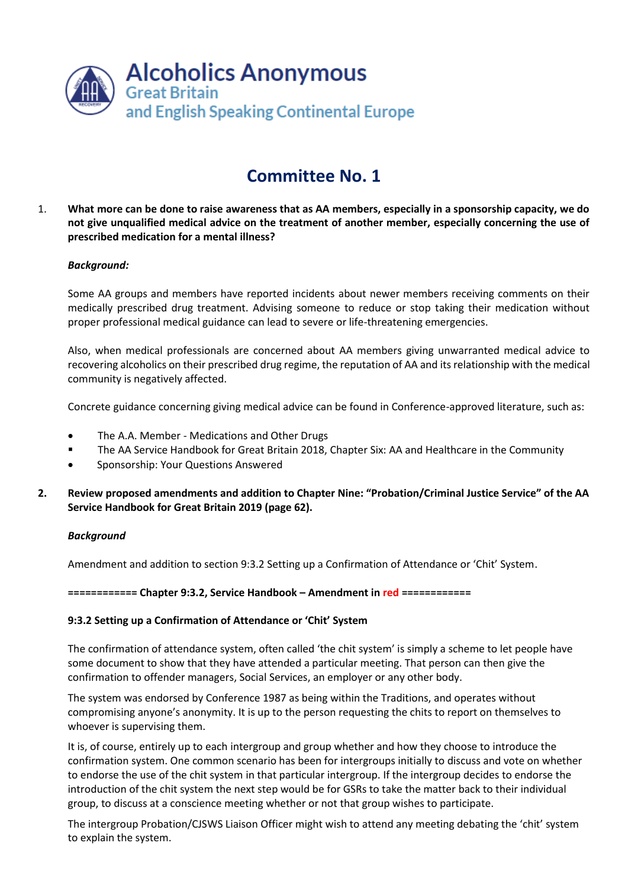# Alcoholics Anonymous
## Great Britain
## and English Speaking Continental Europe

# Committee No. 1

1. **What more can be done to raise awareness that as AA members, especially in a sponsorship capacity, we do not give unqualified medical advice on the treatment of another member, especially concerning the use of prescribed medication for a mental illness?**

   ***Background:***

   Some AA groups and members have reported incidents about newer members receiving comments on their medically prescribed drug treatment. Advising someone to reduce or stop taking their medication without proper professional medical guidance can lead to severe or life-threatening emergencies.

   Also, when medical professionals are concerned about AA members giving unwarranted medical advice to recovering alcoholics on their prescribed drug regime, the reputation of AA and its relationship with the medical community is negatively affected.

   Concrete guidance concerning giving medical advice can be found in Conference-approved literature, such as:

   - The A.A. Member - Medications and Other Drugs
   - The AA Service Handbook for Great Britain 2018, Chapter Six: AA and Healthcare in the Community
   - Sponsorship: Your Questions Answered

2. **Review proposed amendments and addition to Chapter Nine: "Probation/Criminal Justice Service" of the AA Service Handbook for Great Britain 2019 (page 62).**

   ***Background***

   Amendment and addition to section 9:3.2 Setting up a Confirmation of Attendance or 'Chit' System.

   **============ Chapter 9:3.2, Service Handbook – Amendment in red ============**

   **9:3.2 Setting up a Confirmation of Attendance or 'Chit' System**

   The confirmation of attendance system, often called 'the chit system' is simply a scheme to let people have some document to show that they have attended a particular meeting. That person can then give the confirmation to offender managers, Social Services, an employer or any other body.

   The system was endorsed by Conference 1987 as being within the Traditions, and operates without compromising anyone's anonymity. It is up to the person requesting the chits to report on themselves to whoever is supervising them.

   It is, of course, entirely up to each intergroup and group whether and how they choose to introduce the confirmation system. One common scenario has been for intergroups initially to discuss and vote on whether to endorse the use of the chit system in that particular intergroup. If the intergroup decides to endorse the introduction of the chit system the next step would be for GSRs to take the matter back to their individual group, to discuss at a conscience meeting whether or not that group wishes to participate.

   The intergroup Probation/CJSWS Liaison Officer might wish to attend any meeting debating the 'chit' system to explain the system.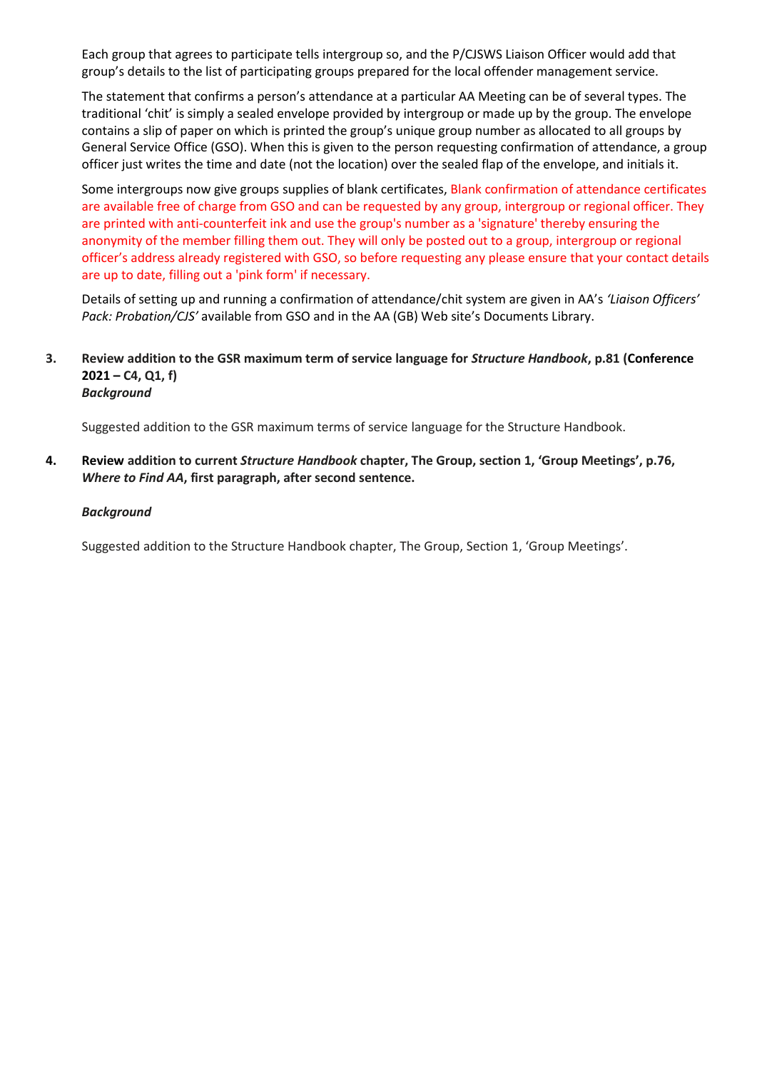Each group that agrees to participate tells intergroup so, and the P/CJSWS Liaison Officer would add that group's details to the list of participating groups prepared for the local offender management service.

The statement that confirms a person's attendance at a particular AA Meeting can be of several types. The traditional 'chit' is simply a sealed envelope provided by intergroup or made up by the group. The envelope contains a slip of paper on which is printed the group's unique group number as allocated to all groups by General Service Office (GSO). When this is given to the person requesting confirmation of attendance, a group officer just writes the time and date (not the location) over the sealed flap of the envelope, and initials it.

Some intergroups now give groups supplies of blank certificates, Blank confirmation of attendance certificates are available free of charge from GSO and can be requested by any group, intergroup or regional officer. They are printed with anti-counterfeit ink and use the group's number as a 'signature' thereby ensuring the anonymity of the member filling them out. They will only be posted out to a group, intergroup or regional officer's address already registered with GSO, so before requesting any please ensure that your contact details are up to date, filling out a 'pink form' if necessary.

Details of setting up and running a confirmation of attendance/chit system are given in AA's *'Liaison Officers' Pack: Probation/CJS'* available from GSO and in the AA (GB) Web site's Documents Library.

**3. Review addition to the GSR maximum term of service language for *Structure Handbook*, p.81 (Conference 2021 – C4, Q1, f)**

***Background***

Suggested addition to the GSR maximum terms of service language for the Structure Handbook.

**4. Review addition to current *Structure Handbook* chapter, The Group, section 1, 'Group Meetings', p.76, *Where to Find AA*, first paragraph, after second sentence.**

***Background***

Suggested addition to the Structure Handbook chapter, The Group, Section 1, 'Group Meetings'.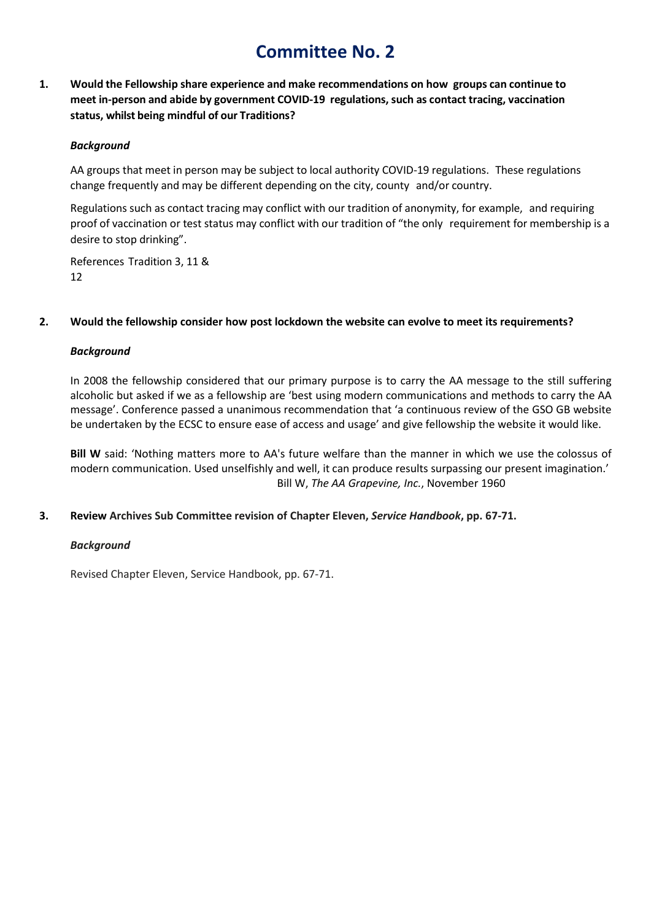# Committee No. 2

**1. Would the Fellowship share experience and make recommendations on how groups can continue to meet in-person and abide by government COVID-19 regulations, such as contact tracing, vaccination status, whilst being mindful of our Traditions?**

***Background***

AA groups that meet in person may be subject to local authority COVID-19 regulations. These regulations change frequently and may be different depending on the city, county and/or country.

Regulations such as contact tracing may conflict with our tradition of anonymity, for example, and requiring proof of vaccination or test status may conflict with our tradition of "the only requirement for membership is a desire to stop drinking".

References Tradition 3, 11 & 12

**2. Would the fellowship consider how post lockdown the website can evolve to meet its requirements?**

***Background***

In 2008 the fellowship considered that our primary purpose is to carry the AA message to the still suffering alcoholic but asked if we as a fellowship are 'best using modern communications and methods to carry the AA message'. Conference passed a unanimous recommendation that 'a continuous review of the GSO GB website be undertaken by the ECSC to ensure ease of access and usage' and give fellowship the website it would like.

**Bill W** said: 'Nothing matters more to AA's future welfare than the manner in which we use the colossus of modern communication. Used unselfishly and well, it can produce results surpassing our present imagination.'
Bill W, *The AA Grapevine, Inc.*, November 1960

**3. Review Archives Sub Committee revision of Chapter Eleven, *Service Handbook*, pp. 67-71.**

***Background***

Revised Chapter Eleven, Service Handbook, pp. 67-71.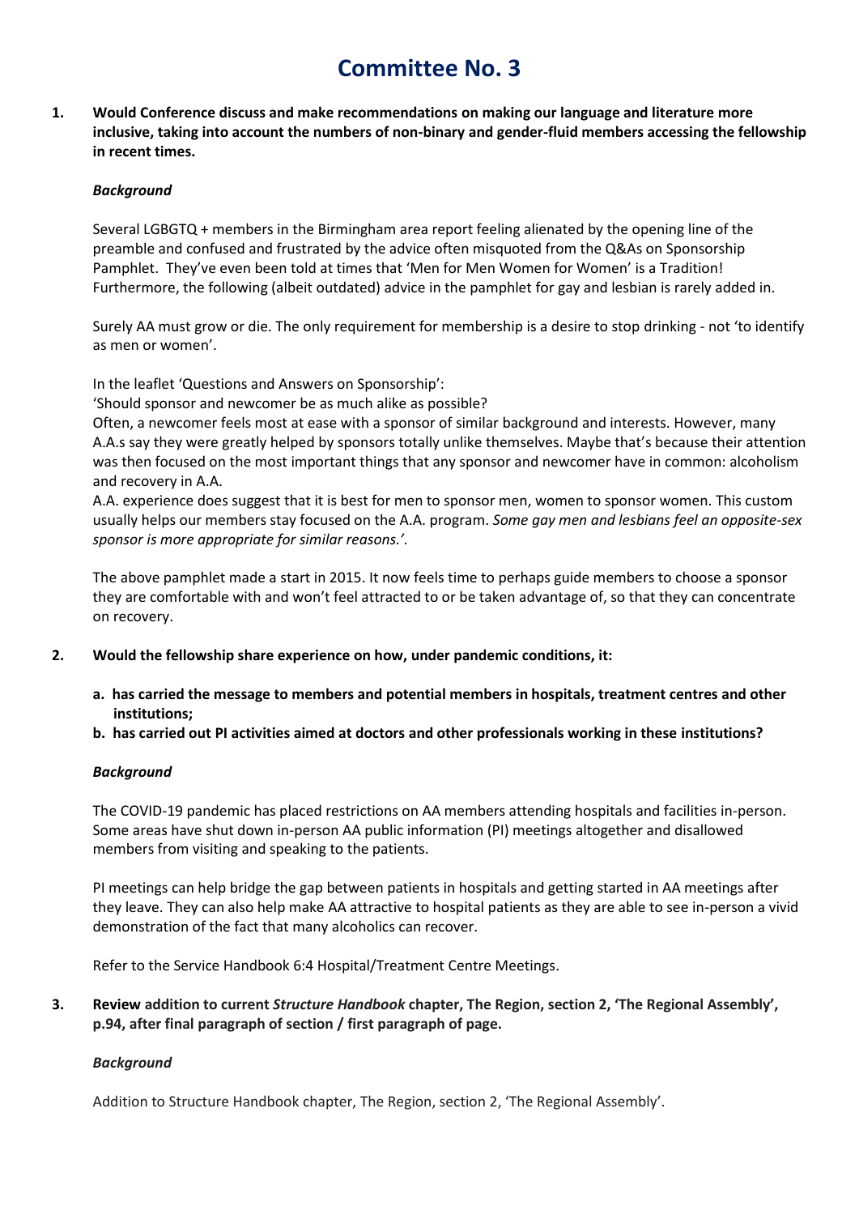# Committee No. 3

**1. Would Conference discuss and make recommendations on making our language and literature more inclusive, taking into account the numbers of non-binary and gender-fluid members accessing the fellowship in recent times.**

***Background***

Several LGBGTQ + members in the Birmingham area report feeling alienated by the opening line of the preamble and confused and frustrated by the advice often misquoted from the Q&As on Sponsorship Pamphlet. They've even been told at times that 'Men for Men Women for Women' is a Tradition! Furthermore, the following (albeit outdated) advice in the pamphlet for gay and lesbian is rarely added in.

Surely AA must grow or die. The only requirement for membership is a desire to stop drinking - not 'to identify as men or women'.

In the leaflet 'Questions and Answers on Sponsorship':

'Should sponsor and newcomer be as much alike as possible?

Often, a newcomer feels most at ease with a sponsor of similar background and interests. However, many A.A.s say they were greatly helped by sponsors totally unlike themselves. Maybe that's because their attention was then focused on the most important things that any sponsor and newcomer have in common: alcoholism and recovery in A.A.

A.A. experience does suggest that it is best for men to sponsor men, women to sponsor women. This custom usually helps our members stay focused on the A.A. program. *Some gay men and lesbians feel an opposite-sex sponsor is more appropriate for similar reasons.'*.

The above pamphlet made a start in 2015. It now feels time to perhaps guide members to choose a sponsor they are comfortable with and won't feel attracted to or be taken advantage of, so that they can concentrate on recovery.

**2. Would the fellowship share experience on how, under pandemic conditions, it:**

**a. has carried the message to members and potential members in hospitals, treatment centres and other institutions;**

**b. has carried out PI activities aimed at doctors and other professionals working in these institutions?**

***Background***

The COVID-19 pandemic has placed restrictions on AA members attending hospitals and facilities in-person. Some areas have shut down in-person AA public information (PI) meetings altogether and disallowed members from visiting and speaking to the patients.

PI meetings can help bridge the gap between patients in hospitals and getting started in AA meetings after they leave. They can also help make AA attractive to hospital patients as they are able to see in-person a vivid demonstration of the fact that many alcoholics can recover.

Refer to the Service Handbook 6:4 Hospital/Treatment Centre Meetings.

**3. Review addition to current *Structure Handbook* chapter, The Region, section 2, 'The Regional Assembly', p.94, after final paragraph of section / first paragraph of page.**

***Background***

Addition to Structure Handbook chapter, The Region, section 2, 'The Regional Assembly'.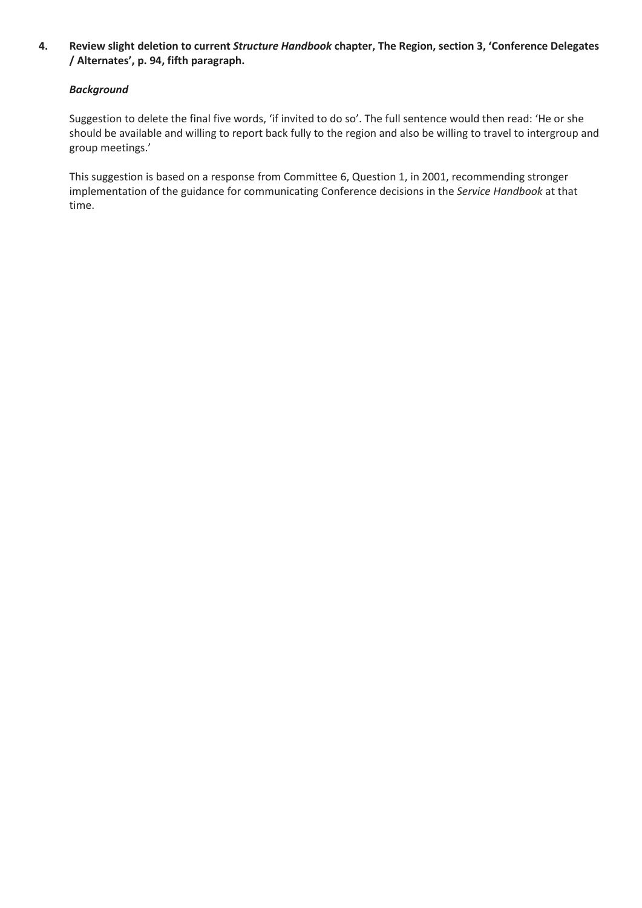**4. Review slight deletion to current *Structure Handbook* chapter, The Region, section 3, 'Conference Delegates / Alternates', p. 94, fifth paragraph.**

***Background***

Suggestion to delete the final five words, 'if invited to do so'. The full sentence would then read: 'He or she should be available and willing to report back fully to the region and also be willing to travel to intergroup and group meetings.'

This suggestion is based on a response from Committee 6, Question 1, in 2001, recommending stronger implementation of the guidance for communicating Conference decisions in the *Service Handbook* at that time.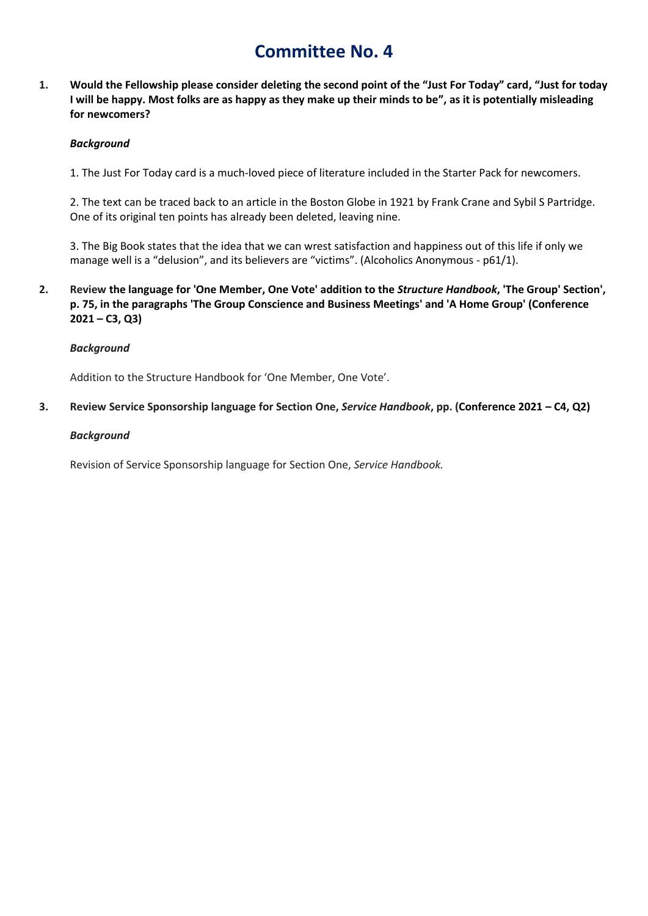# Committee No. 4

1. **Would the Fellowship please consider deleting the second point of the "Just For Today" card, "Just for today I will be happy. Most folks are as happy as they make up their minds to be", as it is potentially misleading for newcomers?**

   ***Background***

   1. The Just For Today card is a much-loved piece of literature included in the Starter Pack for newcomers.

   2. The text can be traced back to an article in the Boston Globe in 1921 by Frank Crane and Sybil S Partridge. One of its original ten points has already been deleted, leaving nine.

   3. The Big Book states that the idea that we can wrest satisfaction and happiness out of this life if only we manage well is a "delusion", and its believers are "victims". (Alcoholics Anonymous - p61/1).

2. **Review the language for 'One Member, One Vote' addition to the *Structure Handbook*, 'The Group' Section', p. 75, in the paragraphs 'The Group Conscience and Business Meetings' and 'A Home Group' (Conference 2021 – C3, Q3)**

   ***Background***

   Addition to the Structure Handbook for 'One Member, One Vote'.

3. **Review Service Sponsorship language for Section One, *Service Handbook*, pp. (Conference 2021 – C4, Q2)**

   ***Background***

   Revision of Service Sponsorship language for Section One, *Service Handbook.*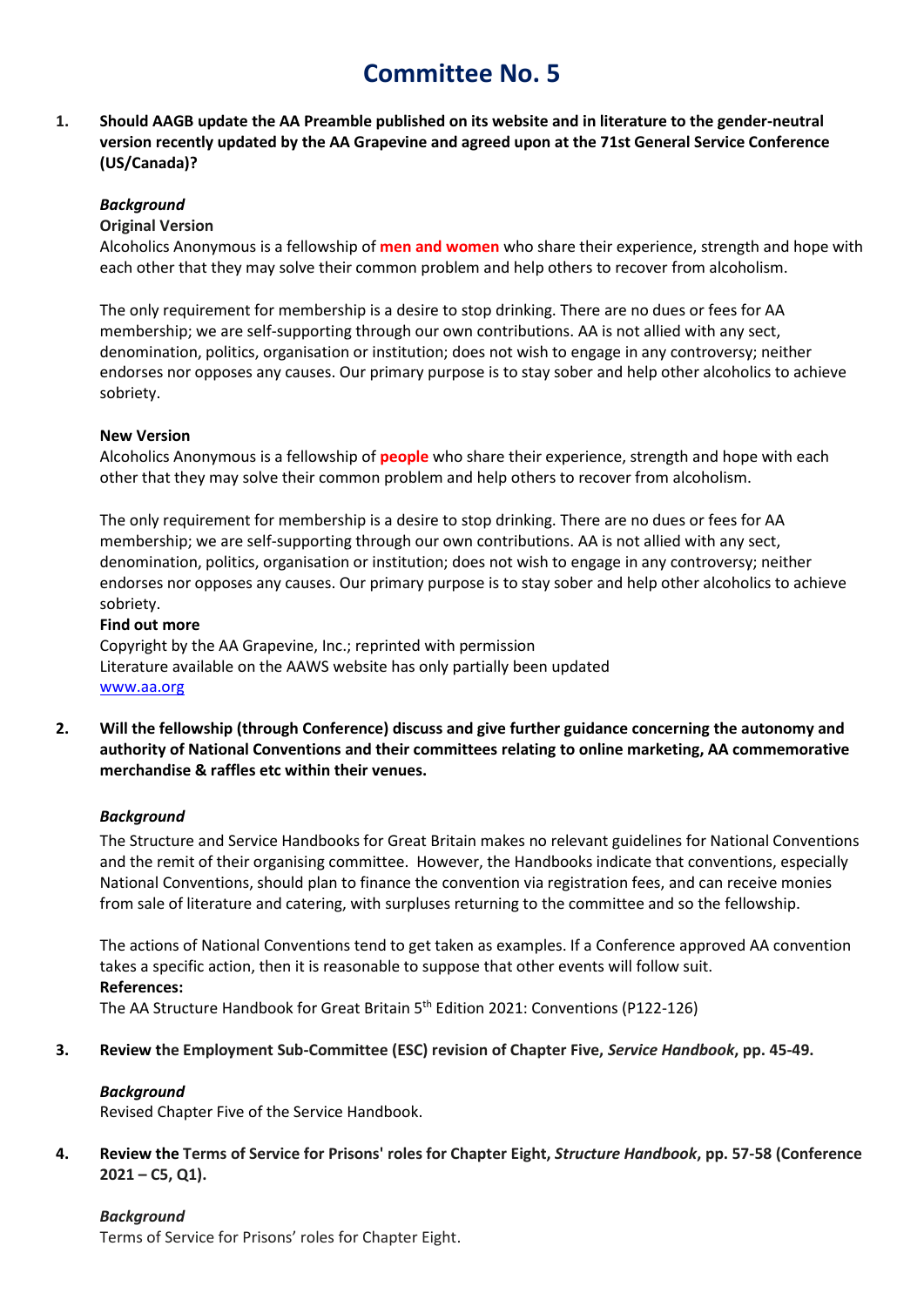# Committee No. 5

1. **Should AAGB update the AA Preamble published on its website and in literature to the gender-neutral version recently updated by the AA Grapevine and agreed upon at the 71st General Service Conference (US/Canada)?**

   ***Background***

   **Original Version**

   Alcoholics Anonymous is a fellowship of **men and women** who share their experience, strength and hope with each other that they may solve their common problem and help others to recover from alcoholism.

   The only requirement for membership is a desire to stop drinking. There are no dues or fees for AA membership; we are self-supporting through our own contributions. AA is not allied with any sect, denomination, politics, organisation or institution; does not wish to engage in any controversy; neither endorses nor opposes any causes. Our primary purpose is to stay sober and help other alcoholics to achieve sobriety.

   **New Version**

   Alcoholics Anonymous is a fellowship of **people** who share their experience, strength and hope with each other that they may solve their common problem and help others to recover from alcoholism.

   The only requirement for membership is a desire to stop drinking. There are no dues or fees for AA membership; we are self-supporting through our own contributions. AA is not allied with any sect, denomination, politics, organisation or institution; does not wish to engage in any controversy; neither endorses nor opposes any causes. Our primary purpose is to stay sober and help other alcoholics to achieve sobriety.

   **Find out more**

   Copyright by the AA Grapevine, Inc.; reprinted with permission
   Literature available on the AAWS website has only partially been updated
   [www.aa.org](http://www.aa.org)

2. **Will the fellowship (through Conference) discuss and give further guidance concerning the autonomy and authority of National Conventions and their committees relating to online marketing, AA commemorative merchandise & raffles etc within their venues.**

   ***Background***

   The Structure and Service Handbooks for Great Britain makes no relevant guidelines for National Conventions and the remit of their organising committee. However, the Handbooks indicate that conventions, especially National Conventions, should plan to finance the convention via registration fees, and can receive monies from sale of literature and catering, with surpluses returning to the committee and so the fellowship.

   The actions of National Conventions tend to get taken as examples. If a Conference approved AA convention takes a specific action, then it is reasonable to suppose that other events will follow suit.

   **References:**

   The AA Structure Handbook for Great Britain 5th Edition 2021: Conventions (P122-126)

3. **Review the Employment Sub-Committee (ESC) revision of Chapter Five, *Service Handbook*, pp. 45-49.**

   ***Background***

   Revised Chapter Five of the Service Handbook.

4. **Review the Terms of Service for Prisons' roles for Chapter Eight, *Structure Handbook*, pp. 57-58 (Conference 2021 – C5, Q1).**

   ***Background***

   Terms of Service for Prisons' roles for Chapter Eight.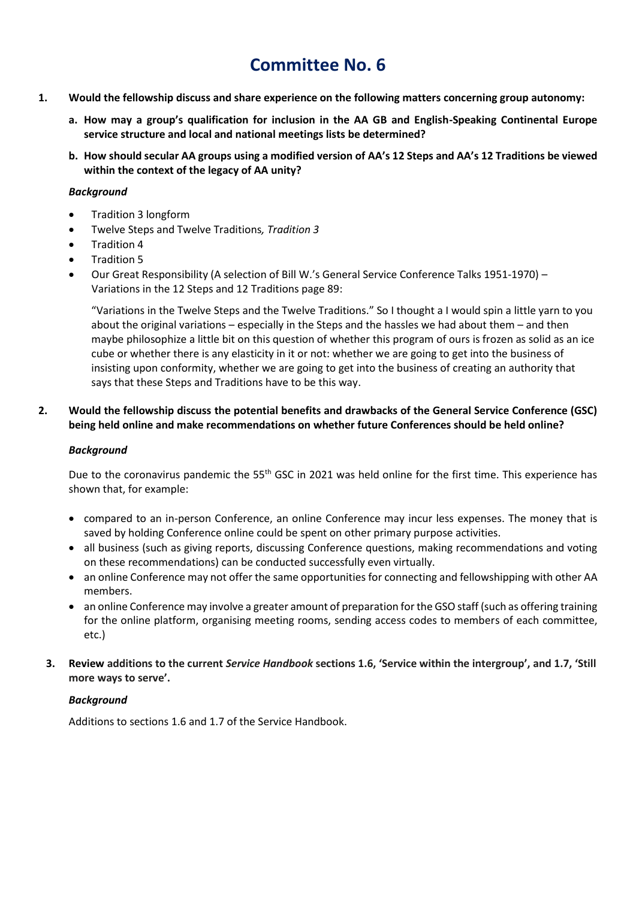# Committee No. 6

1. **Would the fellowship discuss and share experience on the following matters concerning group autonomy:**

   a. **How may a group's qualification for inclusion in the AA GB and English-Speaking Continental Europe service structure and local and national meetings lists be determined?**

   b. **How should secular AA groups using a modified version of AA's 12 Steps and AA's 12 Traditions be viewed within the context of the legacy of AA unity?**

   ***Background***

   - Tradition 3 longform
   - Twelve Steps and Twelve Traditions*, Tradition 3*
   - Tradition 4
   - Tradition 5
   - Our Great Responsibility (A selection of Bill W.'s General Service Conference Talks 1951-1970) – Variations in the 12 Steps and 12 Traditions page 89:

     "Variations in the Twelve Steps and the Twelve Traditions." So I thought a I would spin a little yarn to you about the original variations – especially in the Steps and the hassles we had about them – and then maybe philosophize a little bit on this question of whether this program of ours is frozen as solid as an ice cube or whether there is any elasticity in it or not: whether we are going to get into the business of insisting upon conformity, whether we are going to get into the business of creating an authority that says that these Steps and Traditions have to be this way.

2. **Would the fellowship discuss the potential benefits and drawbacks of the General Service Conference (GSC) being held online and make recommendations on whether future Conferences should be held online?**

   ***Background***

   Due to the coronavirus pandemic the 55th GSC in 2021 was held online for the first time. This experience has shown that, for example:

   - compared to an in-person Conference, an online Conference may incur less expenses. The money that is saved by holding Conference online could be spent on other primary purpose activities.
   - all business (such as giving reports, discussing Conference questions, making recommendations and voting on these recommendations) can be conducted successfully even virtually.
   - an online Conference may not offer the same opportunities for connecting and fellowshipping with other AA members.
   - an online Conference may involve a greater amount of preparation for the GSO staff (such as offering training for the online platform, organising meeting rooms, sending access codes to members of each committee, etc.)

3. **Review additions to the current *Service Handbook* sections 1.6, 'Service within the intergroup', and 1.7, 'Still more ways to serve'.**

   ***Background***

   Additions to sections 1.6 and 1.7 of the Service Handbook.